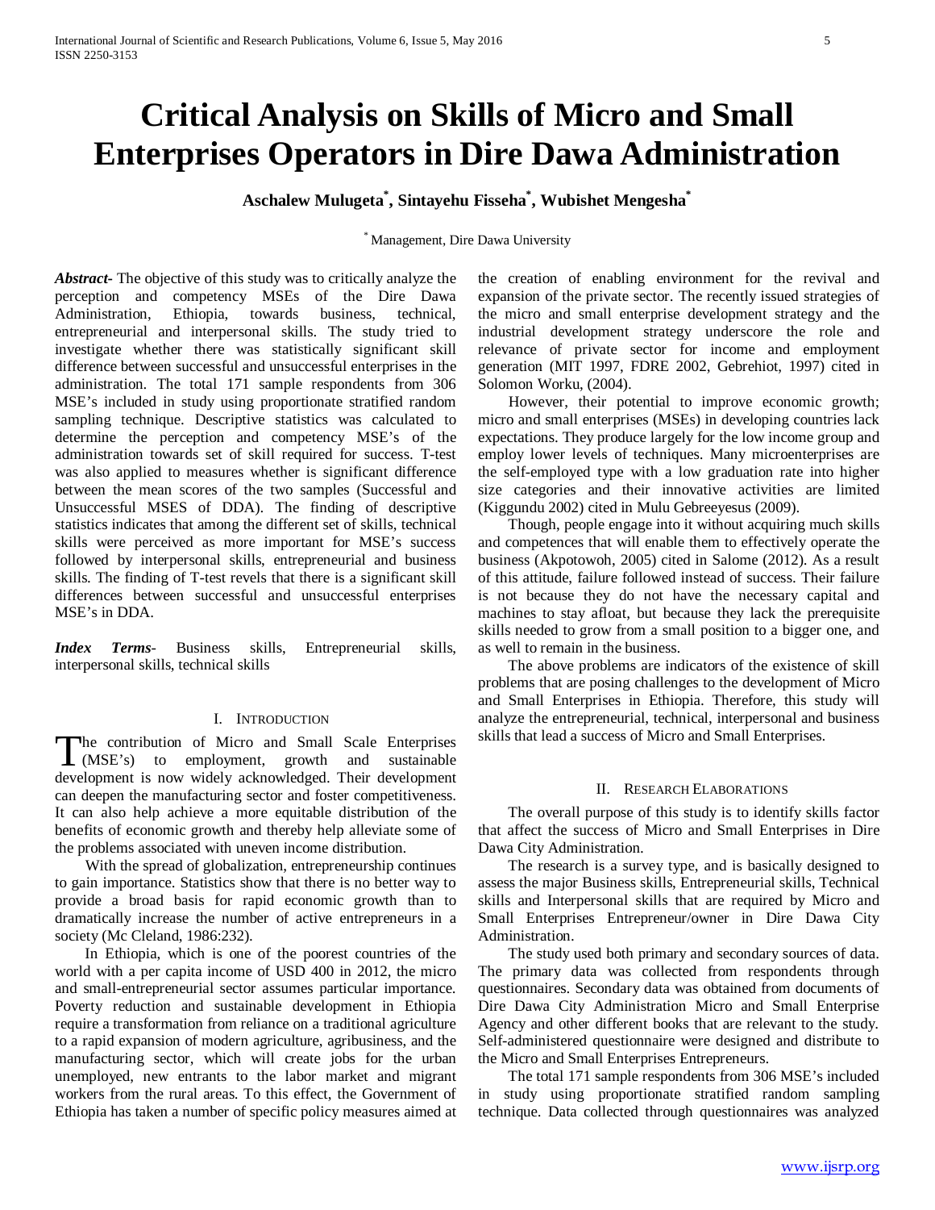# Critical Analysis on Skills of Micro and Small Enterprises Operators in Dire Dawa Administration

**Aschalew Mulugeta[*], Sintayehu Fisseha[*], Wubishet Mengesha[*]**

[*] Management, Dire Dawa University

***Abstract*-** The objective of this study was to critically analyze the perception and competency MSEs of the Dire Dawa Administration, Ethiopia, towards business, technical, entrepreneurial and interpersonal skills. The study tried to investigate whether there was statistically significant skill difference between successful and unsuccessful enterprises in the administration. The total 171 sample respondents from 306 MSE's included in study using proportionate stratified random sampling technique. Descriptive statistics was calculated to determine the perception and competency MSE's of the administration towards set of skill required for success. T-test was also applied to measures whether is significant difference between the mean scores of the two samples (Successful and Unsuccessful MSES of DDA). The finding of descriptive statistics indicates that among the different set of skills, technical skills were perceived as more important for MSE's success followed by interpersonal skills, entrepreneurial and business skills. The finding of T-test revels that there is a significant skill differences between successful and unsuccessful enterprises MSE's in DDA.

***Index Terms*-** Business skills, Entrepreneurial skills, interpersonal skills, technical skills

## I. Introduction

The contribution of Micro and Small Scale Enterprises (MSE's) to employment, growth and sustainable development is now widely acknowledged. Their development can deepen the manufacturing sector and foster competitiveness. It can also help achieve a more equitable distribution of the benefits of economic growth and thereby help alleviate some of the problems associated with uneven income distribution.

With the spread of globalization, entrepreneurship continues to gain importance. Statistics show that there is no better way to provide a broad basis for rapid economic growth than to dramatically increase the number of active entrepreneurs in a society (Mc Cleland, 1986:232).

In Ethiopia, which is one of the poorest countries of the world with a per capita income of USD 400 in 2012, the micro and small-entrepreneurial sector assumes particular importance. Poverty reduction and sustainable development in Ethiopia require a transformation from reliance on a traditional agriculture to a rapid expansion of modern agriculture, agribusiness, and the manufacturing sector, which will create jobs for the urban unemployed, new entrants to the labor market and migrant workers from the rural areas. To this effect, the Government of Ethiopia has taken a number of specific policy measures aimed at the creation of enabling environment for the revival and expansion of the private sector. The recently issued strategies of the micro and small enterprise development strategy and the industrial development strategy underscore the role and relevance of private sector for income and employment generation (MIT 1997, FDRE 2002, Gebrehiot, 1997) cited in Solomon Worku, (2004).

However, their potential to improve economic growth; micro and small enterprises (MSEs) in developing countries lack expectations. They produce largely for the low income group and employ lower levels of techniques. Many microenterprises are the self-employed type with a low graduation rate into higher size categories and their innovative activities are limited (Kiggundu 2002) cited in Mulu Gebreeyesus (2009).

Though, people engage into it without acquiring much skills and competences that will enable them to effectively operate the business (Akpotowoh, 2005) cited in Salome (2012). As a result of this attitude, failure followed instead of success. Their failure is not because they do not have the necessary capital and machines to stay afloat, but because they lack the prerequisite skills needed to grow from a small position to a bigger one, and as well to remain in the business.

The above problems are indicators of the existence of skill problems that are posing challenges to the development of Micro and Small Enterprises in Ethiopia. Therefore, this study will analyze the entrepreneurial, technical, interpersonal and business skills that lead a success of Micro and Small Enterprises.

## II. Research Elaborations

The overall purpose of this study is to identify skills factor that affect the success of Micro and Small Enterprises in Dire Dawa City Administration.

The research is a survey type, and is basically designed to assess the major Business skills, Entrepreneurial skills, Technical skills and Interpersonal skills that are required by Micro and Small Enterprises Entrepreneur/owner in Dire Dawa City Administration.

The study used both primary and secondary sources of data. The primary data was collected from respondents through questionnaires. Secondary data was obtained from documents of Dire Dawa City Administration Micro and Small Enterprise Agency and other different books that are relevant to the study. Self-administered questionnaire were designed and distribute to the Micro and Small Enterprises Entrepreneurs.

The total 171 sample respondents from 306 MSE's included in study using proportionate stratified random sampling technique. Data collected through questionnaires was analyzed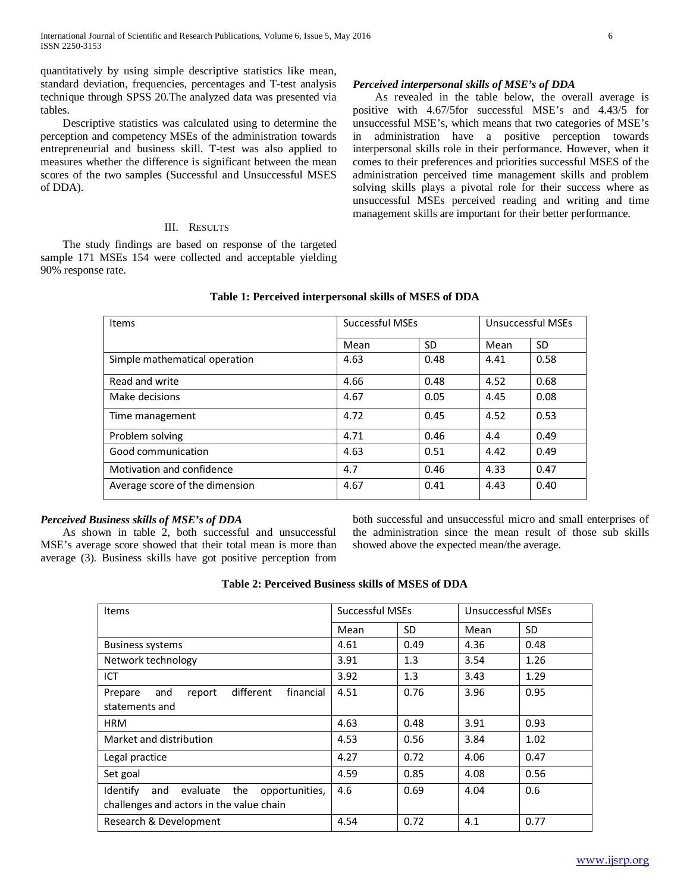quantitatively by using simple descriptive statistics like mean, standard deviation, frequencies, percentages and T-test analysis technique through SPSS 20.The analyzed data was presented via tables.

Descriptive statistics was calculated using to determine the perception and competency MSEs of the administration towards entrepreneurial and business skill. T-test was also applied to measures whether the difference is significant between the mean scores of the two samples (Successful and Unsuccessful MSES of DDA).

## III. Results

The study findings are based on response of the targeted sample 171 MSEs 154 were collected and acceptable yielding 90% response rate.

***Perceived interpersonal skills of MSE's of DDA***

As revealed in the table below, the overall average is positive with 4.67/5for successful MSE's and 4.43/5 for unsuccessful MSE's, which means that two categories of MSE's in administration have a positive perception towards interpersonal skills role in their performance. However, when it comes to their preferences and priorities successful MSES of the administration perceived time management skills and problem solving skills plays a pivotal role for their success where as unsuccessful MSEs perceived reading and writing and time management skills are important for their better performance.

**Table 1: Perceived interpersonal skills of MSES of DDA**

| Items | Successful MSEs | | Unsuccessful MSEs | |
|---|---|---|---|---|
| | Mean | SD | Mean | SD |
| Simple mathematical operation | 4.63 | 0.48 | 4.41 | 0.58 |
| Read and write | 4.66 | 0.48 | 4.52 | 0.68 |
| Make decisions | 4.67 | 0.05 | 4.45 | 0.08 |
| Time management | 4.72 | 0.45 | 4.52 | 0.53 |
| Problem solving | 4.71 | 0.46 | 4.4 | 0.49 |
| Good communication | 4.63 | 0.51 | 4.42 | 0.49 |
| Motivation and confidence | 4.7 | 0.46 | 4.33 | 0.47 |
| Average score of the dimension | 4.67 | 0.41 | 4.43 | 0.40 |

***Perceived Business skills of MSE's of DDA***

As shown in table 2, both successful and unsuccessful MSE's average score showed that their total mean is more than average (3). Business skills have got positive perception from both successful and unsuccessful micro and small enterprises of the administration since the mean result of those sub skills showed above the expected mean/the average.

**Table 2: Perceived Business skills of MSES of DDA**

| Items | Successful MSEs | | Unsuccessful MSEs | |
|---|---|---|---|---|
| | Mean | SD | Mean | SD |
| Business systems | 4.61 | 0.49 | 4.36 | 0.48 |
| Network technology | 3.91 | 1.3 | 3.54 | 1.26 |
| ICT | 3.92 | 1.3 | 3.43 | 1.29 |
| Prepare and report different financial statements and | 4.51 | 0.76 | 3.96 | 0.95 |
| HRM | 4.63 | 0.48 | 3.91 | 0.93 |
| Market and distribution | 4.53 | 0.56 | 3.84 | 1.02 |
| Legal practice | 4.27 | 0.72 | 4.06 | 0.47 |
| Set goal | 4.59 | 0.85 | 4.08 | 0.56 |
| Identify and evaluate the opportunities, challenges and actors in the value chain | 4.6 | 0.69 | 4.04 | 0.6 |
| Research & Development | 4.54 | 0.72 | 4.1 | 0.77 |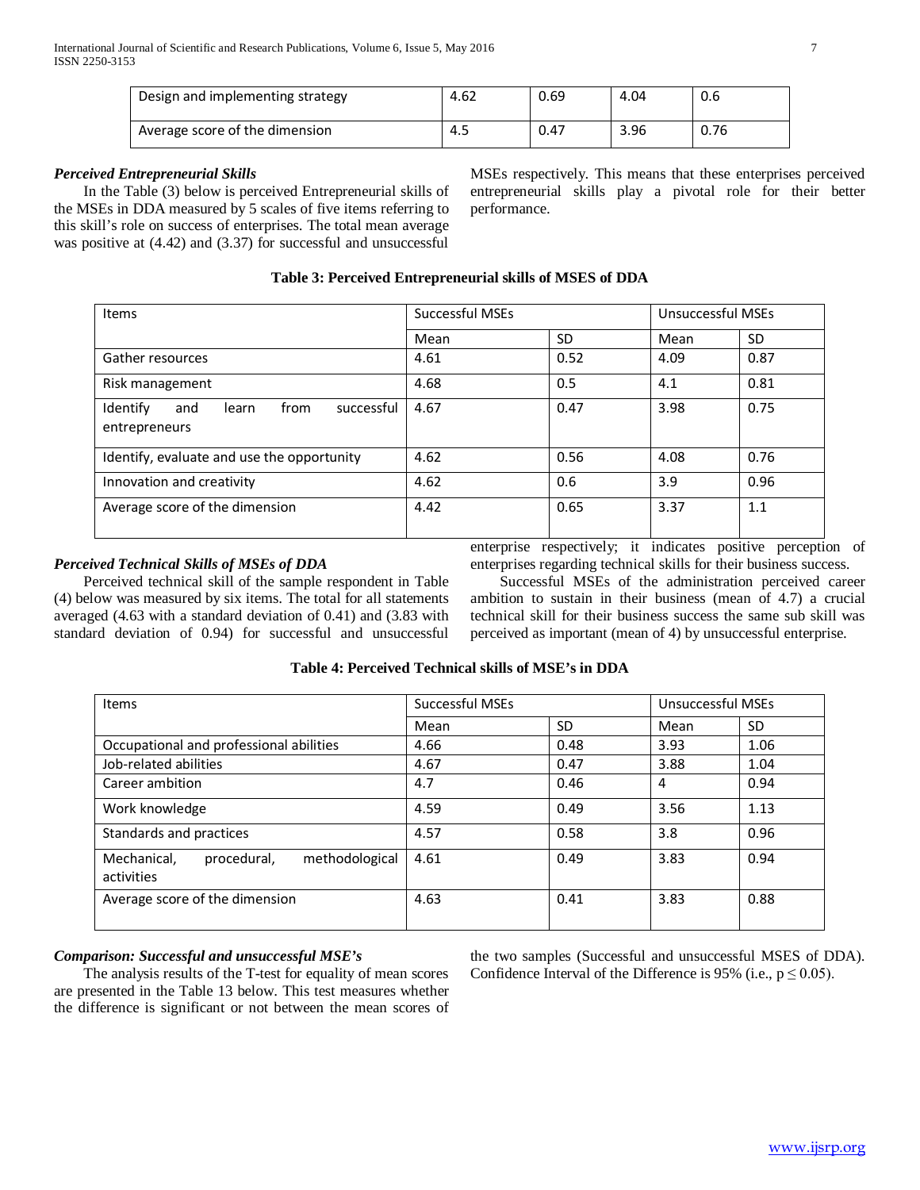| Design and implementing strategy | 4.62 | 0.69 | 4.04 | 0.6 |
|---|---|---|---|---|
| Average score of the dimension | 4.5 | 0.47 | 3.96 | 0.76 |

***Perceived Entrepreneurial Skills***

In the Table (3) below is perceived Entrepreneurial skills of the MSEs in DDA measured by 5 scales of five items referring to this skill's role on success of enterprises. The total mean average was positive at (4.42) and (3.37) for successful and unsuccessful MSEs respectively. This means that these enterprises perceived entrepreneurial skills play a pivotal role for their better performance.

**Table 3: Perceived Entrepreneurial skills of MSES of DDA**

| Items | Successful MSEs | | Unsuccessful MSEs | |
|---|---|---|---|---|
| | Mean | SD | Mean | SD |
| Gather resources | 4.61 | 0.52 | 4.09 | 0.87 |
| Risk management | 4.68 | 0.5 | 4.1 | 0.81 |
| Identify and learn from successful entrepreneurs | 4.67 | 0.47 | 3.98 | 0.75 |
| Identify, evaluate and use the opportunity | 4.62 | 0.56 | 4.08 | 0.76 |
| Innovation and creativity | 4.62 | 0.6 | 3.9 | 0.96 |
| Average score of the dimension | 4.42 | 0.65 | 3.37 | 1.1 |

***Perceived Technical Skills of MSEs of DDA***

Perceived technical skill of the sample respondent in Table (4) below was measured by six items. The total for all statements averaged (4.63 with a standard deviation of 0.41) and (3.83 with standard deviation of 0.94) for successful and unsuccessful enterprise respectively; it indicates positive perception of enterprises regarding technical skills for their business success.

Successful MSEs of the administration perceived career ambition to sustain in their business (mean of 4.7) a crucial technical skill for their business success the same sub skill was perceived as important (mean of 4) by unsuccessful enterprise.

**Table 4: Perceived Technical skills of MSE's in DDA**

| Items | Successful MSEs | | Unsuccessful MSEs | |
|---|---|---|---|---|
| | Mean | SD | Mean | SD |
| Occupational and professional abilities | 4.66 | 0.48 | 3.93 | 1.06 |
| Job-related abilities | 4.67 | 0.47 | 3.88 | 1.04 |
| Career ambition | 4.7 | 0.46 | 4 | 0.94 |
| Work knowledge | 4.59 | 0.49 | 3.56 | 1.13 |
| Standards and practices | 4.57 | 0.58 | 3.8 | 0.96 |
| Mechanical, procedural, methodological activities | 4.61 | 0.49 | 3.83 | 0.94 |
| Average score of the dimension | 4.63 | 0.41 | 3.83 | 0.88 |

***Comparison: Successful and unsuccessful MSE's***

The analysis results of the T-test for equality of mean scores are presented in the Table 13 below. This test measures whether the difference is significant or not between the mean scores of the two samples (Successful and unsuccessful MSES of DDA). Confidence Interval of the Difference is 95% (i.e., $p \leq 0.05$).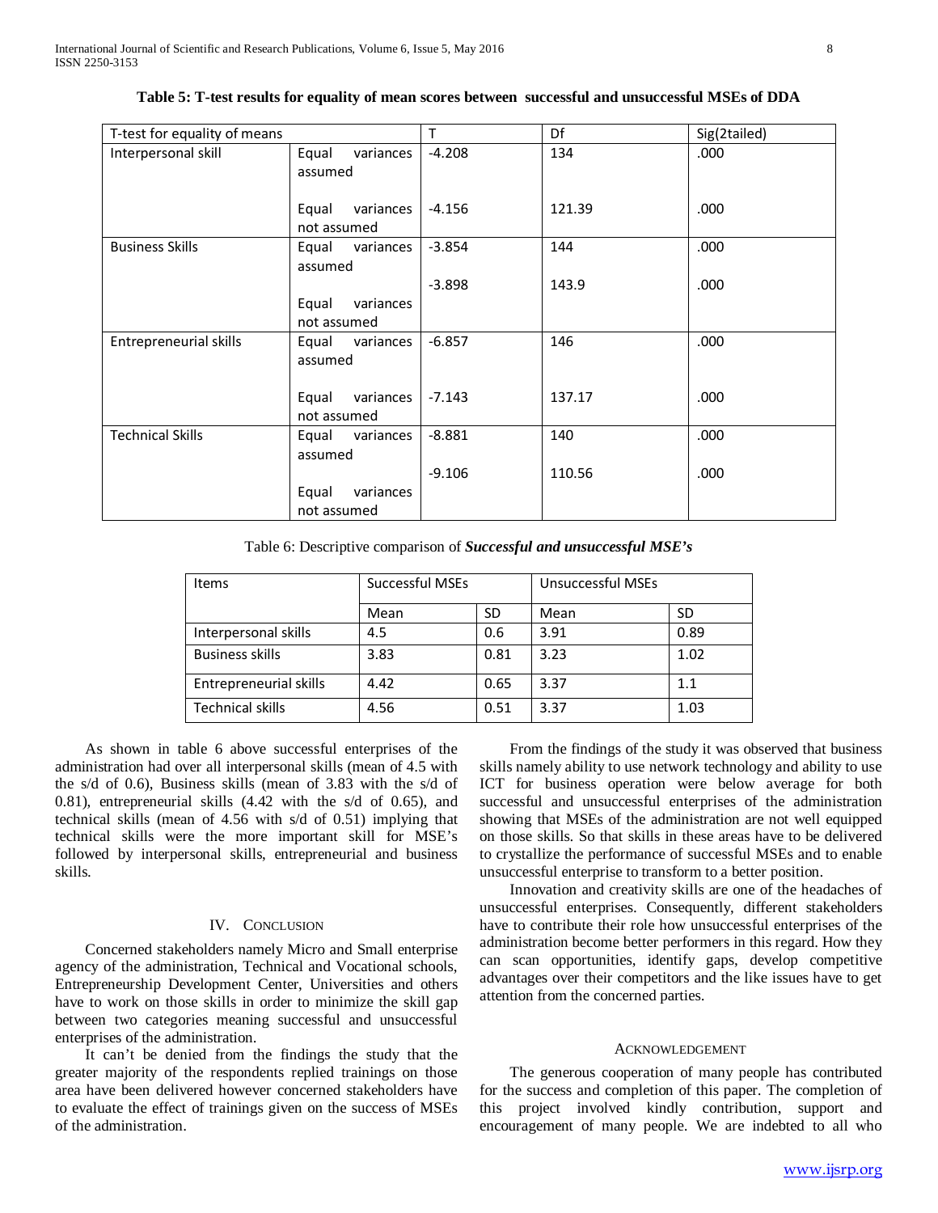**Table 5: T-test results for equality of mean scores between successful and unsuccessful MSEs of DDA**

| T-test for equality of means | | T | Df | Sig(2tailed) |
|---|---|---|---|---|
| Interpersonal skill | Equal variances assumed | -4.208 | 134 | .000 |
| | Equal variances not assumed | -4.156 | 121.39 | .000 |
| Business Skills | Equal variances assumed | -3.854 | 144 | .000 |
| | Equal variances not assumed | -3.898 | 143.9 | .000 |
| Entrepreneurial skills | Equal variances assumed | -6.857 | 146 | .000 |
| | Equal variances not assumed | -7.143 | 137.17 | .000 |
| Technical Skills | Equal variances assumed | -8.881 | 140 | .000 |
| | Equal variances not assumed | -9.106 | 110.56 | .000 |

Table 6: Descriptive comparison of ***Successful and unsuccessful MSE's***

| Items | Successful MSEs | | Unsuccessful MSEs | |
|---|---|---|---|---|
| | Mean | SD | Mean | SD |
| Interpersonal skills | 4.5 | 0.6 | 3.91 | 0.89 |
| Business skills | 3.83 | 0.81 | 3.23 | 1.02 |
| Entrepreneurial skills | 4.42 | 0.65 | 3.37 | 1.1 |
| Technical skills | 4.56 | 0.51 | 3.37 | 1.03 |

As shown in table 6 above successful enterprises of the administration had over all interpersonal skills (mean of 4.5 with the s/d of 0.6), Business skills (mean of 3.83 with the s/d of 0.81), entrepreneurial skills (4.42 with the s/d of 0.65), and technical skills (mean of 4.56 with s/d of 0.51) implying that technical skills were the more important skill for MSE's followed by interpersonal skills, entrepreneurial and business skills.

## IV. Conclusion

Concerned stakeholders namely Micro and Small enterprise agency of the administration, Technical and Vocational schools, Entrepreneurship Development Center, Universities and others have to work on those skills in order to minimize the skill gap between two categories meaning successful and unsuccessful enterprises of the administration.

It can't be denied from the findings the study that the greater majority of the respondents replied trainings on those area have been delivered however concerned stakeholders have to evaluate the effect of trainings given on the success of MSEs of the administration.

From the findings of the study it was observed that business skills namely ability to use network technology and ability to use ICT for business operation were below average for both successful and unsuccessful enterprises of the administration showing that MSEs of the administration are not well equipped on those skills. So that skills in these areas have to be delivered to crystallize the performance of successful MSEs and to enable unsuccessful enterprise to transform to a better position.

Innovation and creativity skills are one of the headaches of unsuccessful enterprises. Consequently, different stakeholders have to contribute their role how unsuccessful enterprises of the administration become better performers in this regard. How they can scan opportunities, identify gaps, develop competitive advantages over their competitors and the like issues have to get attention from the concerned parties.

## Acknowledgement

The generous cooperation of many people has contributed for the success and completion of this paper. The completion of this project involved kindly contribution, support and encouragement of many people. We are indebted to all who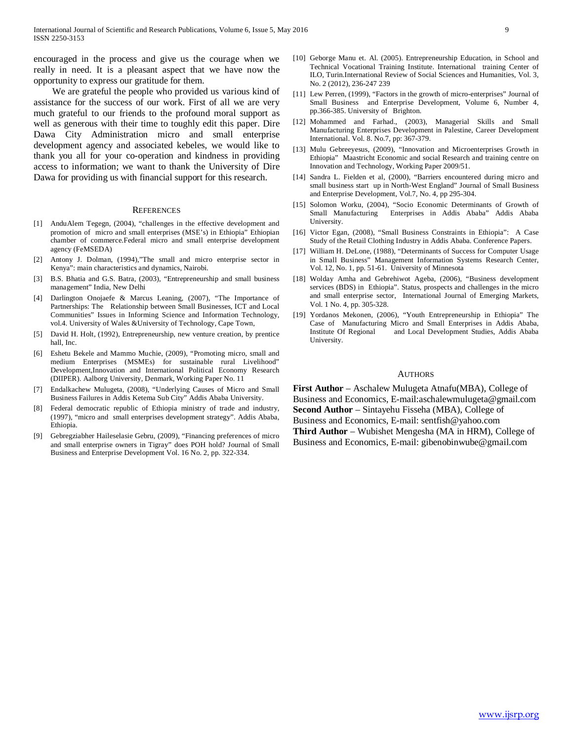encouraged in the process and give us the courage when we really in need. It is a pleasant aspect that we have now the opportunity to express our gratitude for them.

We are grateful the people who provided us various kind of assistance for the success of our work. First of all we are very much grateful to our friends to the profound moral support as well as generous with their time to toughly edit this paper. Dire Dawa City Administration micro and small enterprise development agency and associated kebeles, we would like to thank you all for your co-operation and kindness in providing access to information; we want to thank the University of Dire Dawa for providing us with financial support for this research.

## References

[1] AnduAlem Tegegn, (2004), "challenges in the effective development and promotion of micro and small enterprises (MSE's) in Ethiopia" Ethiopian chamber of commerce.Federal micro and small enterprise development agency (FeMSEDA)

[2] Antony J. Dolman, (1994),"The small and micro enterprise sector in Kenya": main characteristics and dynamics, Nairobi.

[3] B.S. Bhatia and G.S. Batra, (2003), "Entrepreneurship and small business management" India, New Delhi

[4] Darlington Onojaefe & Marcus Leaning, (2007), "The Importance of Partnerships: The Relationship between Small Businesses, ICT and Local Communities" Issues in Informing Science and Information Technology, vol.4. University of Wales &University of Technology, Cape Town,

[5] David H. Holt, (1992), Entrepreneurship, new venture creation, by prentice hall, Inc.

[6] Eshetu Bekele and Mammo Muchie, (2009), "Promoting micro, small and medium Enterprises (MSMEs) for sustainable rural Livelihood" Development,Innovation and International Political Economy Research (DIIPER). Aalborg University, Denmark, Working Paper No. 11

[7] Endalkachew Mulugeta, (2008), "Underlying Causes of Micro and Small Business Failures in Addis Ketema Sub City" Addis Ababa University.

[8] Federal democratic republic of Ethiopia ministry of trade and industry, (1997), "micro and small enterprises development strategy". Addis Ababa, Ethiopia.

[9] Gebregziabher Haileselasie Gebru, (2009), "Financing preferences of micro and small enterprise owners in Tigray" does POH hold? Journal of Small Business and Enterprise Development Vol. 16 No. 2, pp. 322-334.

[10] Geborge Manu et. Al. (2005). Entrepreneurship Education, in School and Technical Vocational Training Institute. International training Center of ILO, Turin.International Review of Social Sciences and Humanities, Vol. 3, No. 2 (2012), 236-247 239

[11] Lew Perren, (1999), "Factors in the growth of micro-enterprises" Journal of Small Business and Enterprise Development, Volume 6, Number 4, pp.366-385. University of Brighton.

[12] Mohammed and Farhad., (2003), Managerial Skills and Small Manufacturing Enterprises Development in Palestine, Career Development International. Vol. 8. No.7, pp: 367-379.

[13] Mulu Gebreeyesus, (2009), "Innovation and Microenterprises Growth in Ethiopia" Maastricht Economic and social Research and training centre on Innovation and Technology, Working Paper 2009/51.

[14] Sandra L. Fielden et al, (2000), "Barriers encountered during micro and small business start up in North-West England" Journal of Small Business and Enterprise Development, Vol.7, No. 4, pp 295-304.

[15] Solomon Worku, (2004), "Socio Economic Determinants of Growth of Small Manufacturing Enterprises in Addis Ababa" Addis Ababa University.

[16] Victor Egan, (2008), "Small Business Constraints in Ethiopia": A Case Study of the Retail Clothing Industry in Addis Ababa. Conference Papers.

[17] William H. DeLone, (1988), "Determinants of Success for Computer Usage in Small Business" Management Information Systems Research Center, Vol. 12, No. 1, pp. 51-61. University of Minnesota

[18] Wolday Amha and Gebrehiwot Ageba, (2006), "Business development services (BDS) in Ethiopia". Status, prospects and challenges in the micro and small enterprise sector, International Journal of Emerging Markets, Vol. 1 No. 4, pp. 305-328.

[19] Yordanos Mekonen, (2006), "Youth Entrepreneurship in Ethiopia" The Case of Manufacturing Micro and Small Enterprises in Addis Ababa, Institute Of Regional and Local Development Studies, Addis Ababa University.

## Authors

**First Author** – Aschalew Mulugeta Atnafu(MBA), College of Business and Economics, E-mail:aschalewmulugeta@gmail.com
**Second Author** – Sintayehu Fisseha (MBA), College of Business and Economics, E-mail: sentfish@yahoo.com
**Third Author** – Wubishet Mengesha (MA in HRM), College of Business and Economics, E-mail: gibenobinwube@gmail.com